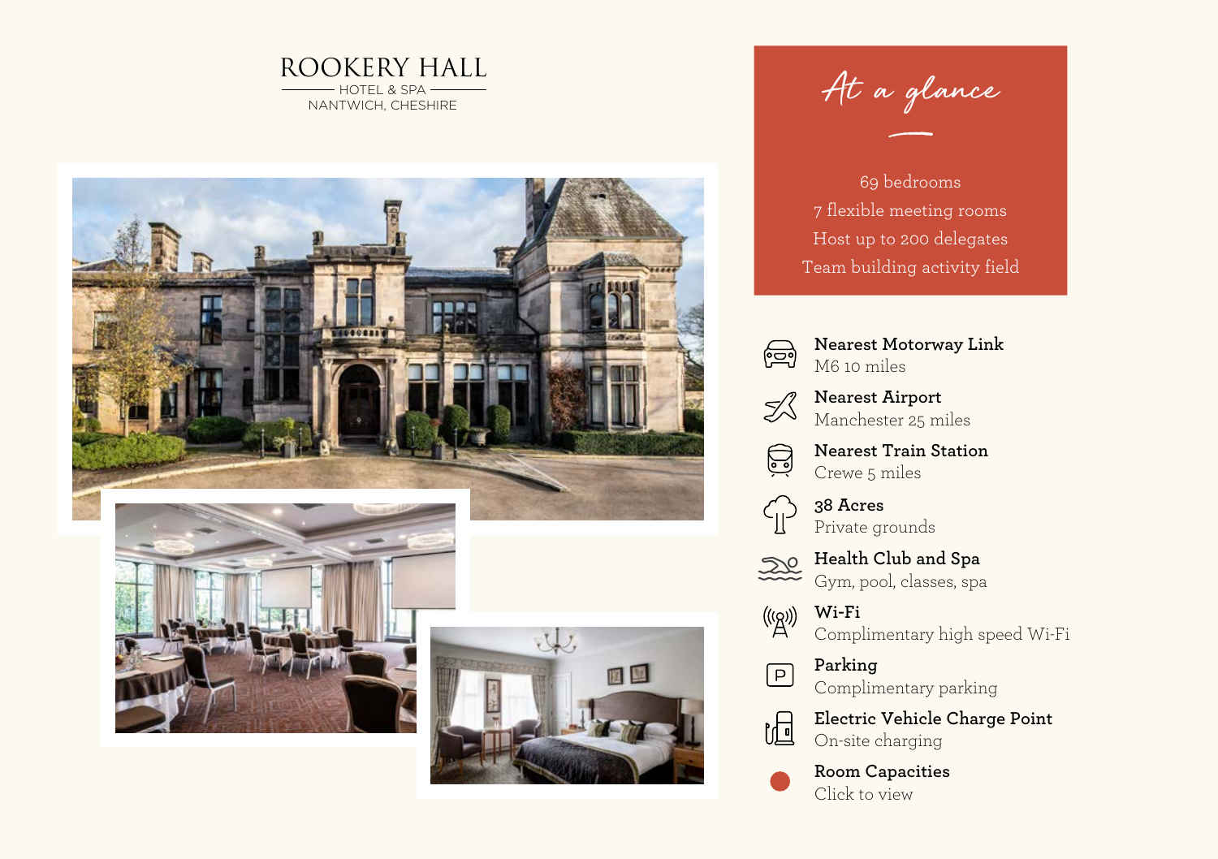# ROOKERY HALL

HOTEL & SPA

NANTWICH, CHESHIRE

## At a glance

69 bedrooms
7 flexible meeting rooms
Host up to 200 delegates
Team building activity field

**Nearest Motorway Link**
M6 10 miles

**Nearest Airport**
Manchester 25 miles

**Nearest Train Station**
Crewe 5 miles

**38 Acres**
Private grounds

**Health Club and Spa**
Gym, pool, classes, spa

**Wi-Fi**
Complimentary high speed Wi-Fi

**Parking**
Complimentary parking

**Electric Vehicle Charge Point**
On-site charging

**Room Capacities**
Click to view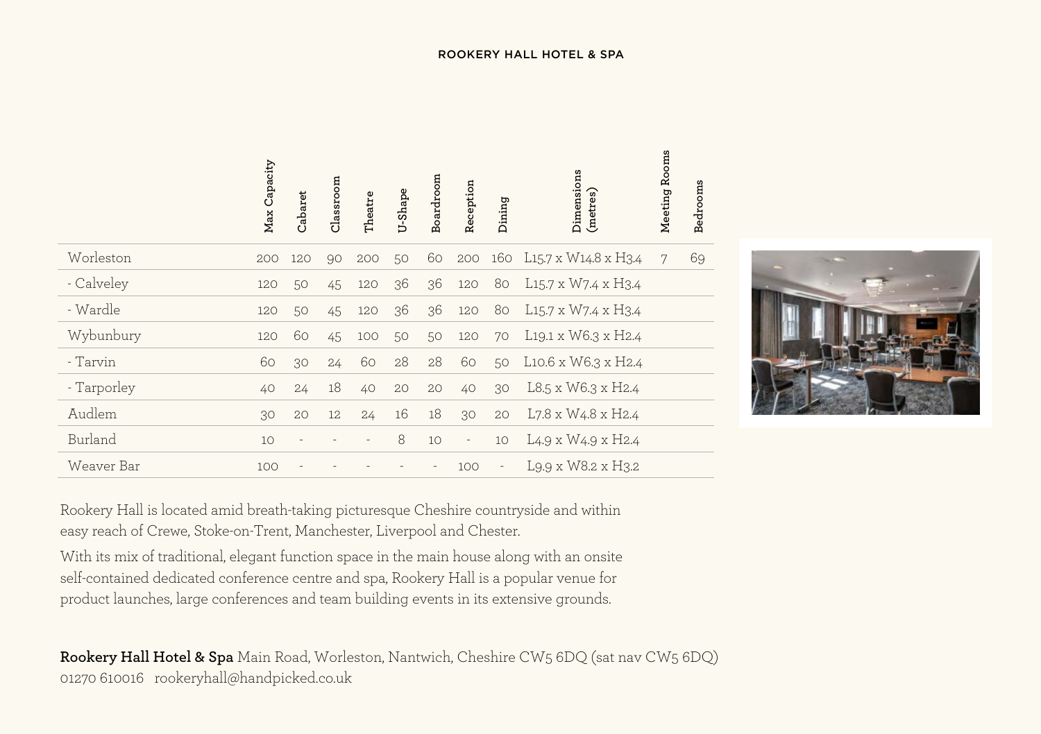# ROOKERY HALL HOTEL & SPA

| | Max Capacity | Cabaret | Classroom | Theatre | U-Shape | Boardroom | Reception | Dining | Dimensions (metres) | Meeting Rooms | Bedrooms |
|---|---|---|---|---|---|---|---|---|---|---|---|
| Worleston | 200 | 120 | 90 | 200 | 50 | 60 | 200 | 160 | L15.7 x W14.8 x H3.4 | 7 | 69 |
| - Calveley | 120 | 50 | 45 | 120 | 36 | 36 | 120 | 80 | L15.7 x W7.4 x H3.4 | | |
| - Wardle | 120 | 50 | 45 | 120 | 36 | 36 | 120 | 80 | L15.7 x W7.4 x H3.4 | | |
| Wybunbury | 120 | 60 | 45 | 100 | 50 | 50 | 120 | 70 | L19.1 x W6.3 x H2.4 | | |
| - Tarvin | 60 | 30 | 24 | 60 | 28 | 28 | 60 | 50 | L10.6 x W6.3 x H2.4 | | |
| - Tarporley | 40 | 24 | 18 | 40 | 20 | 20 | 40 | 30 | L8.5 x W6.3 x H2.4 | | |
| Audlem | 30 | 20 | 12 | 24 | 16 | 18 | 30 | 20 | L7.8 x W4.8 x H2.4 | | |
| Burland | 10 | - | - | - | 8 | 10 | - | 10 | L4.9 x W4.9 x H2.4 | | |
| Weaver Bar | 100 | - | - | - | - | - | 100 | - | L9.9 x W8.2 x H3.2 | | |

Rookery Hall is located amid breath-taking picturesque Cheshire countryside and within easy reach of Crewe, Stoke-on-Trent, Manchester, Liverpool and Chester.

With its mix of traditional, elegant function space in the main house along with an onsite self-contained dedicated conference centre and spa, Rookery Hall is a popular venue for product launches, large conferences and team building events in its extensive grounds.

**Rookery Hall Hotel & Spa** Main Road, Worleston, Nantwich, Cheshire CW5 6DQ (sat nav CW5 6DQ)
01270 610016 rookeryhall@handpicked.co.uk